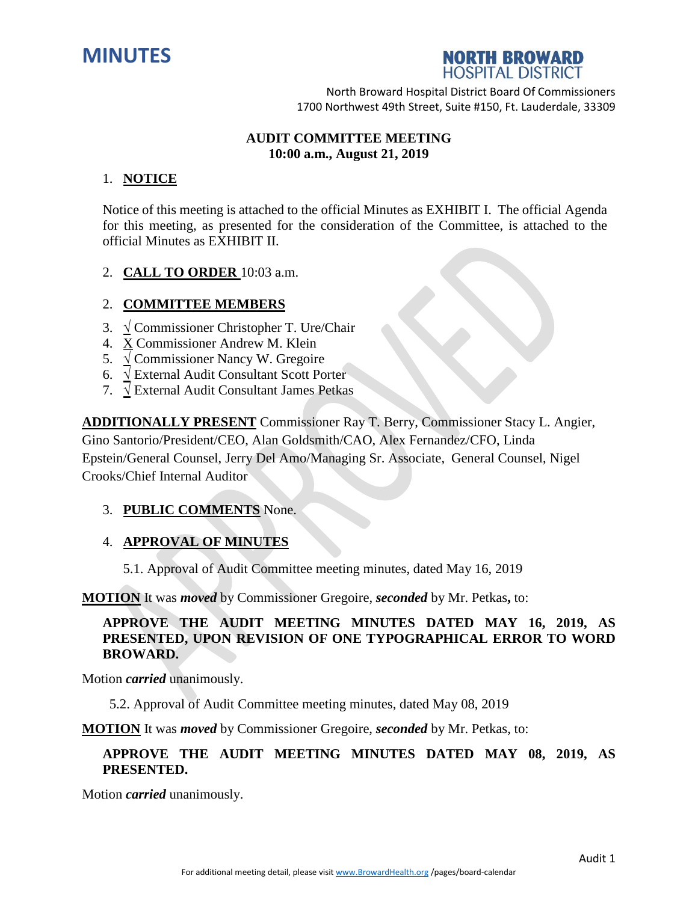# MINUTES

**NORTH BROWARD HOSPITAL DISTRICT**

North Broward Hospital District Board Of Commissioners
1700 Northwest 49th Street, Suite #150, Ft. Lauderdale, 33309

**AUDIT COMMITTEE MEETING**
**10:00 a.m., August 21, 2019**

1. **NOTICE**

Notice of this meeting is attached to the official Minutes as EXHIBIT I. The official Agenda for this meeting, as presented for the consideration of the Committee, is attached to the official Minutes as EXHIBIT II.

2. **CALL TO ORDER** 10:03 a.m.

2. **COMMITTEE MEMBERS**

3. √ Commissioner Christopher T. Ure/Chair
4. X Commissioner Andrew M. Klein
5. √ Commissioner Nancy W. Gregoire
6. √ External Audit Consultant Scott Porter
7. √ External Audit Consultant James Petkas

**ADDITIONALLY PRESENT** Commissioner Ray T. Berry, Commissioner Stacy L. Angier, Gino Santorio/President/CEO, Alan Goldsmith/CAO, Alex Fernandez/CFO, Linda Epstein/General Counsel, Jerry Del Amo/Managing Sr. Associate, General Counsel, Nigel Crooks/Chief Internal Auditor

3. **PUBLIC COMMENTS** None.

4. **APPROVAL OF MINUTES**

5.1. Approval of Audit Committee meeting minutes, dated May 16, 2019

**MOTION** It was ***moved*** by Commissioner Gregoire, ***seconded*** by Mr. Petkas**,** to:

**APPROVE THE AUDIT MEETING MINUTES DATED MAY 16, 2019, AS PRESENTED, UPON REVISION OF ONE TYPOGRAPHICAL ERROR TO WORD BROWARD.**

Motion ***carried*** unanimously.

5.2. Approval of Audit Committee meeting minutes, dated May 08, 2019

**MOTION** It was ***moved*** by Commissioner Gregoire, ***seconded*** by Mr. Petkas, to:

**APPROVE THE AUDIT MEETING MINUTES DATED MAY 08, 2019, AS PRESENTED.**

Motion ***carried*** unanimously.

For additional meeting detail, please visit www.BrowardHealth.org /pages/board-calendar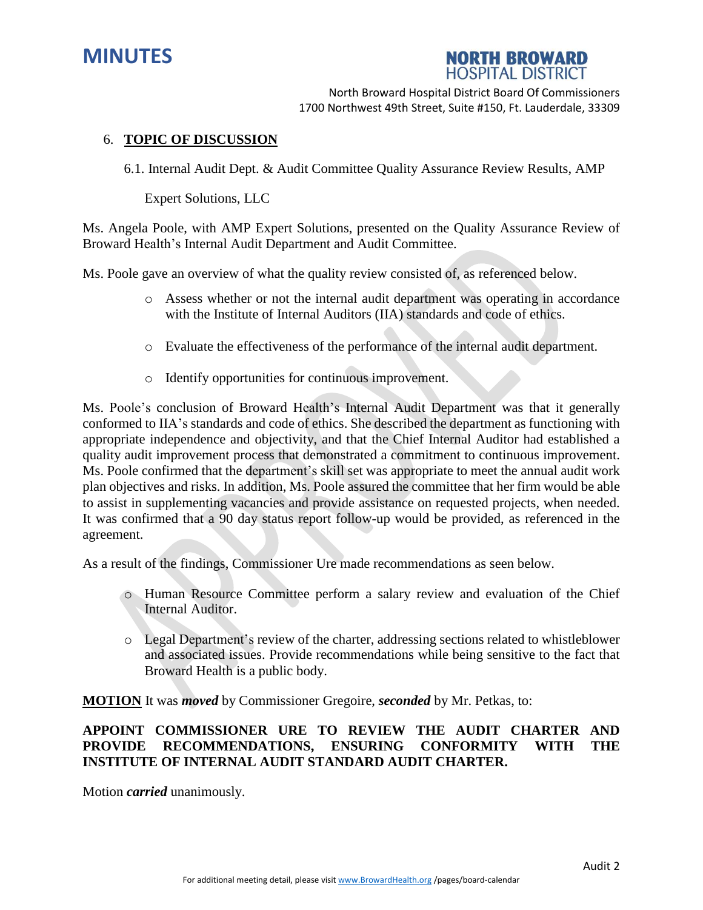## 6. TOPIC OF DISCUSSION

6.1. Internal Audit Dept. & Audit Committee Quality Assurance Review Results, AMP Expert Solutions, LLC

Ms. Angela Poole, with AMP Expert Solutions, presented on the Quality Assurance Review of Broward Health's Internal Audit Department and Audit Committee.

Ms. Poole gave an overview of what the quality review consisted of, as referenced below.

- Assess whether or not the internal audit department was operating in accordance with the Institute of Internal Auditors (IIA) standards and code of ethics.
- Evaluate the effectiveness of the performance of the internal audit department.
- Identify opportunities for continuous improvement.

Ms. Poole's conclusion of Broward Health's Internal Audit Department was that it generally conformed to IIA's standards and code of ethics. She described the department as functioning with appropriate independence and objectivity, and that the Chief Internal Auditor had established a quality audit improvement process that demonstrated a commitment to continuous improvement. Ms. Poole confirmed that the department's skill set was appropriate to meet the annual audit work plan objectives and risks. In addition, Ms. Poole assured the committee that her firm would be able to assist in supplementing vacancies and provide assistance on requested projects, when needed. It was confirmed that a 90 day status report follow-up would be provided, as referenced in the agreement.

As a result of the findings, Commissioner Ure made recommendations as seen below.

- Human Resource Committee perform a salary review and evaluation of the Chief Internal Auditor.
- Legal Department's review of the charter, addressing sections related to whistleblower and associated issues. Provide recommendations while being sensitive to the fact that Broward Health is a public body.

**MOTION** It was ***moved*** by Commissioner Gregoire, ***seconded*** by Mr. Petkas, to:

**APPOINT COMMISSIONER URE TO REVIEW THE AUDIT CHARTER AND PROVIDE RECOMMENDATIONS, ENSURING CONFORMITY WITH THE INSTITUTE OF INTERNAL AUDIT STANDARD AUDIT CHARTER.**

Motion ***carried*** unanimously.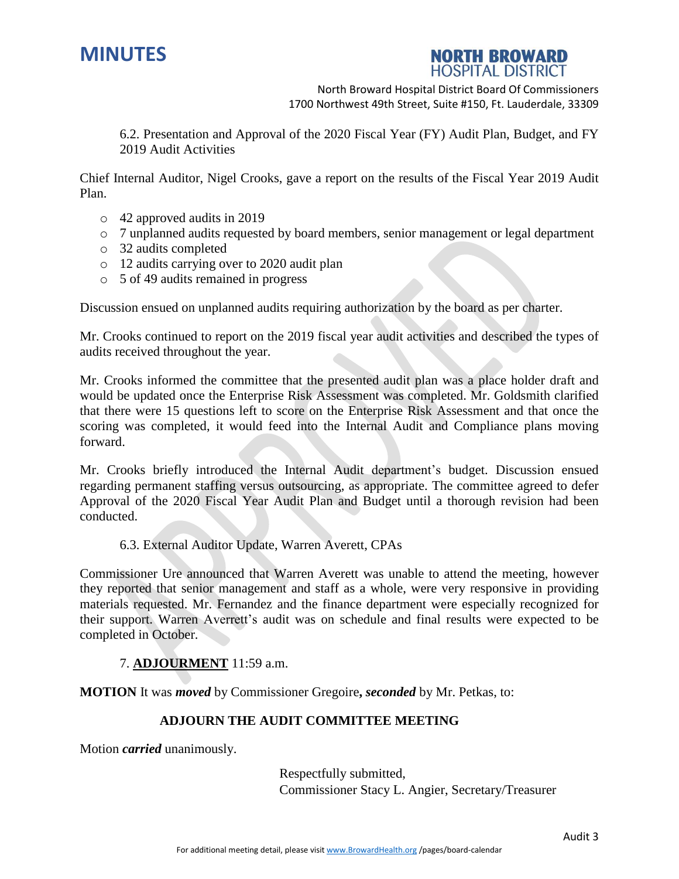6.2. Presentation and Approval of the 2020 Fiscal Year (FY) Audit Plan, Budget, and FY 2019 Audit Activities

Chief Internal Auditor, Nigel Crooks, gave a report on the results of the Fiscal Year 2019 Audit Plan.

- 42 approved audits in 2019
- 7 unplanned audits requested by board members, senior management or legal department
- 32 audits completed
- 12 audits carrying over to 2020 audit plan
- 5 of 49 audits remained in progress

Discussion ensued on unplanned audits requiring authorization by the board as per charter.

Mr. Crooks continued to report on the 2019 fiscal year audit activities and described the types of audits received throughout the year.

Mr. Crooks informed the committee that the presented audit plan was a place holder draft and would be updated once the Enterprise Risk Assessment was completed. Mr. Goldsmith clarified that there were 15 questions left to score on the Enterprise Risk Assessment and that once the scoring was completed, it would feed into the Internal Audit and Compliance plans moving forward.

Mr. Crooks briefly introduced the Internal Audit department's budget. Discussion ensued regarding permanent staffing versus outsourcing, as appropriate. The committee agreed to defer Approval of the 2020 Fiscal Year Audit Plan and Budget until a thorough revision had been conducted.

6.3. External Auditor Update, Warren Averett, CPAs

Commissioner Ure announced that Warren Averett was unable to attend the meeting, however they reported that senior management and staff as a whole, were very responsive in providing materials requested. Mr. Fernandez and the finance department were especially recognized for their support. Warren Averett's audit was on schedule and final results were expected to be completed in October.

7. **ADJOURMENT** 11:59 a.m.

**MOTION** It was ***moved*** by Commissioner Gregoire**, *seconded*** by Mr. Petkas, to:

**ADJOURN THE AUDIT COMMITTEE MEETING**

Motion ***carried*** unanimously.

Respectfully submitted,
Commissioner Stacy L. Angier, Secretary/Treasurer